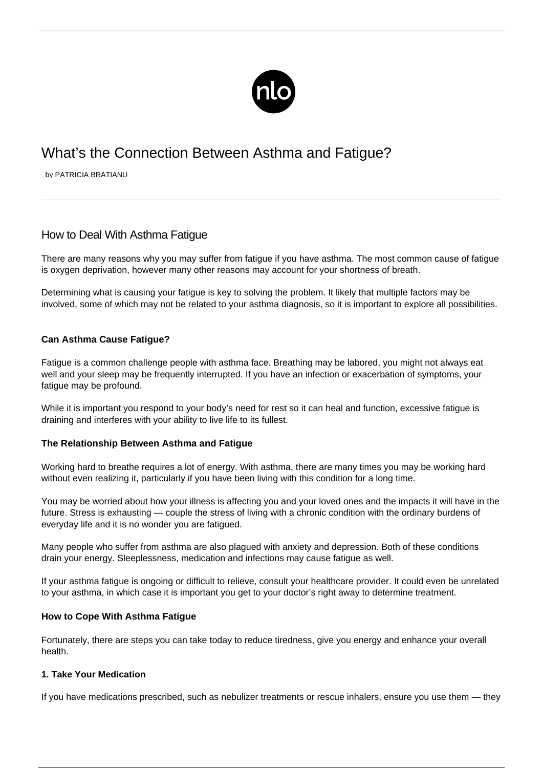# What's the Connection Between Asthma and Fatigue?

by PATRICIA BRATIANU

## How to Deal With Asthma Fatigue

There are many reasons why you may suffer from fatigue if you have asthma. The most common cause of fatigue is oxygen deprivation, however many other reasons may account for your shortness of breath.

Determining what is causing your fatigue is key to solving the problem. It likely that multiple factors may be involved, some of which may not be related to your asthma diagnosis, so it is important to explore all possibilities.

### Can Asthma Cause Fatigue?

Fatigue is a common challenge people with asthma face. Breathing may be labored, you might not always eat well and your sleep may be frequently interrupted. If you have an infection or exacerbation of symptoms, your fatigue may be profound.

While it is important you respond to your body's need for rest so it can heal and function, excessive fatigue is draining and interferes with your ability to live life to its fullest.

### The Relationship Between Asthma and Fatigue

Working hard to breathe requires a lot of energy. With asthma, there are many times you may be working hard without even realizing it, particularly if you have been living with this condition for a long time.

You may be worried about how your illness is affecting you and your loved ones and the impacts it will have in the future. Stress is exhausting — couple the stress of living with a chronic condition with the ordinary burdens of everyday life and it is no wonder you are fatigued.

Many people who suffer from asthma are also plagued with anxiety and depression. Both of these conditions drain your energy. Sleeplessness, medication and infections may cause fatigue as well.

If your asthma fatigue is ongoing or difficult to relieve, consult your healthcare provider. It could even be unrelated to your asthma, in which case it is important you get to your doctor's right away to determine treatment.

### How to Cope With Asthma Fatigue

Fortunately, there are steps you can take today to reduce tiredness, give you energy and enhance your overall health.

#### 1. Take Your Medication

If you have medications prescribed, such as nebulizer treatments or rescue inhalers, ensure you use them — they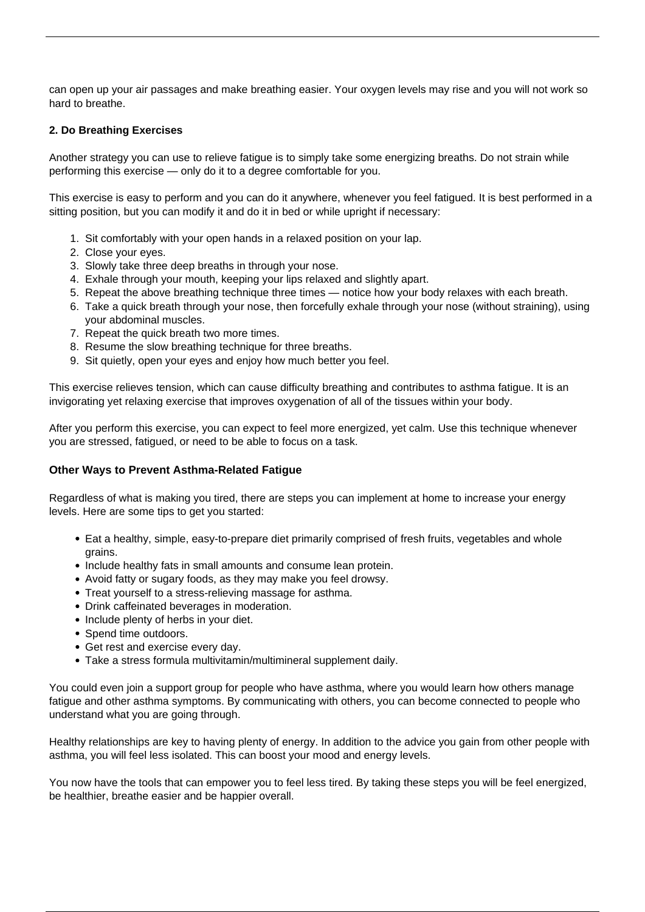can open up your air passages and make breathing easier. Your oxygen levels may rise and you will not work so hard to breathe.

**2. Do Breathing Exercises**

Another strategy you can use to relieve fatigue is to simply take some energizing breaths. Do not strain while performing this exercise — only do it to a degree comfortable for you.

This exercise is easy to perform and you can do it anywhere, whenever you feel fatigued. It is best performed in a sitting position, but you can modify it and do it in bed or while upright if necessary:

1. Sit comfortably with your open hands in a relaxed position on your lap.
2. Close your eyes.
3. Slowly take three deep breaths in through your nose.
4. Exhale through your mouth, keeping your lips relaxed and slightly apart.
5. Repeat the above breathing technique three times — notice how your body relaxes with each breath.
6. Take a quick breath through your nose, then forcefully exhale through your nose (without straining), using your abdominal muscles.
7. Repeat the quick breath two more times.
8. Resume the slow breathing technique for three breaths.
9. Sit quietly, open your eyes and enjoy how much better you feel.

This exercise relieves tension, which can cause difficulty breathing and contributes to asthma fatigue. It is an invigorating yet relaxing exercise that improves oxygenation of all of the tissues within your body.

After you perform this exercise, you can expect to feel more energized, yet calm. Use this technique whenever you are stressed, fatigued, or need to be able to focus on a task.

**Other Ways to Prevent Asthma-Related Fatigue**

Regardless of what is making you tired, there are steps you can implement at home to increase your energy levels. Here are some tips to get you started:

- Eat a healthy, simple, easy-to-prepare diet primarily comprised of fresh fruits, vegetables and whole grains.
- Include healthy fats in small amounts and consume lean protein.
- Avoid fatty or sugary foods, as they may make you feel drowsy.
- Treat yourself to a stress-relieving massage for asthma.
- Drink caffeinated beverages in moderation.
- Include plenty of herbs in your diet.
- Spend time outdoors.
- Get rest and exercise every day.
- Take a stress formula multivitamin/multimineral supplement daily.

You could even join a support group for people who have asthma, where you would learn how others manage fatigue and other asthma symptoms. By communicating with others, you can become connected to people who understand what you are going through.

Healthy relationships are key to having plenty of energy. In addition to the advice you gain from other people with asthma, you will feel less isolated. This can boost your mood and energy levels.

You now have the tools that can empower you to feel less tired. By taking these steps you will be feel energized, be healthier, breathe easier and be happier overall.